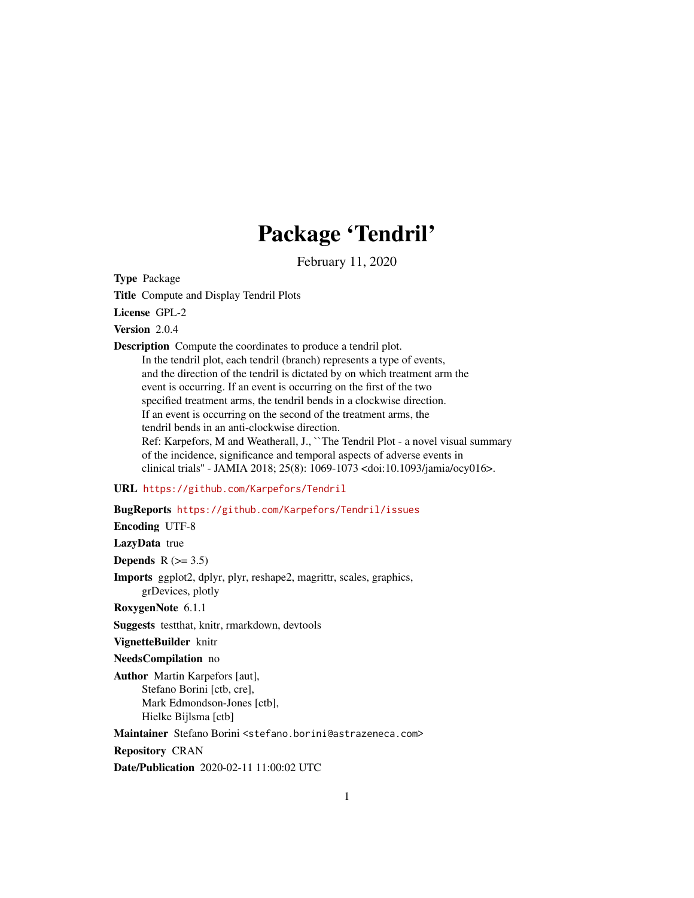# Package 'Tendril'

February 11, 2020

**Type** Package

**Title** Compute and Display Tendril Plots

**License** GPL-2

**Version** 2.0.4

**Description** Compute the coordinates to produce a tendril plot.
In the tendril plot, each tendril (branch) represents a type of events,
and the direction of the tendril is dictated by on which treatment arm the
event is occurring. If an event is occurring on the first of the two
specified treatment arms, the tendril bends in a clockwise direction.
If an event is occurring on the second of the treatment arms, the
tendril bends in an anti-clockwise direction.
Ref: Karpefors, M and Weatherall, J., ``The Tendril Plot - a novel visual summary
of the incidence, significance and temporal aspects of adverse events in
clinical trials" - JAMIA 2018; 25(8): 1069-1073 <doi:10.1093/jamia/ocy016>.

**URL** https://github.com/Karpefors/Tendril

**BugReports** https://github.com/Karpefors/Tendril/issues

**Encoding** UTF-8

**LazyData** true

**Depends** R (>= 3.5)

**Imports** ggplot2, dplyr, plyr, reshape2, magrittr, scales, graphics,
grDevices, plotly

**RoxygenNote** 6.1.1

**Suggests** testthat, knitr, rmarkdown, devtools

**VignetteBuilder** knitr

**NeedsCompilation** no

**Author** Martin Karpefors [aut],
Stefano Borini [ctb, cre],
Mark Edmondson-Jones [ctb],
Hielke Bijlsma [ctb]

**Maintainer** Stefano Borini <stefano.borini@astrazeneca.com>

**Repository** CRAN

**Date/Publication** 2020-02-11 11:00:02 UTC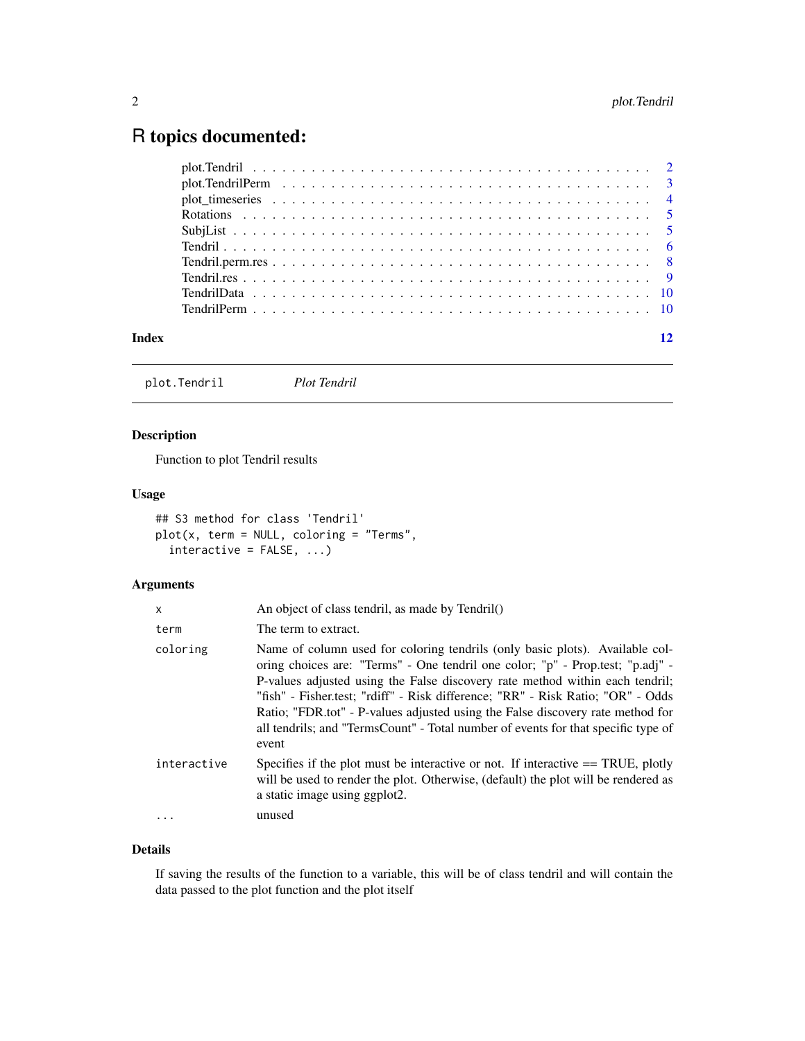# R topics documented:

plot.Tendril . . . . . . . . . . . . . . . . . . . . . . . . . . . . . . . . . . . . . . . 2
plot.TendrilPerm . . . . . . . . . . . . . . . . . . . . . . . . . . . . . . . . . . . . 3
plot_timeseries . . . . . . . . . . . . . . . . . . . . . . . . . . . . . . . . . . . . . 4
Rotations . . . . . . . . . . . . . . . . . . . . . . . . . . . . . . . . . . . . . . . . 5
SubjList . . . . . . . . . . . . . . . . . . . . . . . . . . . . . . . . . . . . . . . . . 5
Tendril . . . . . . . . . . . . . . . . . . . . . . . . . . . . . . . . . . . . . . . . . 6
Tendril.perm.res . . . . . . . . . . . . . . . . . . . . . . . . . . . . . . . . . . . . 8
Tendril.res . . . . . . . . . . . . . . . . . . . . . . . . . . . . . . . . . . . . . . . 9
TendrilData . . . . . . . . . . . . . . . . . . . . . . . . . . . . . . . . . . . . . . . 10
TendrilPerm . . . . . . . . . . . . . . . . . . . . . . . . . . . . . . . . . . . . . . . 10

**Index** **12**

---

plot.Tendril *Plot Tendril*

---

## Description

Function to plot Tendril results

## Usage

```
## S3 method for class 'Tendril'
plot(x, term = NULL, coloring = "Terms",
  interactive = FALSE, ...)
```

## Arguments

| | |
|---|---|
| x | An object of class tendril, as made by Tendril() |
| term | The term to extract. |
| coloring | Name of column used for coloring tendrils (only basic plots). Available coloring choices are: "Terms" - One tendril one color; "p" - Prop.test; "p.adj" - P-values adjusted using the False discovery rate method within each tendril; "fish" - Fisher.test; "rdiff" - Risk difference; "RR" - Risk Ratio; "OR" - Odds Ratio; "FDR.tot" - P-values adjusted using the False discovery rate method for all tendrils; and "TermsCount" - Total number of events for that specific type of event |
| interactive | Specifies if the plot must be interactive or not. If interactive == TRUE, plotly will be used to render the plot. Otherwise, (default) the plot will be rendered as a static image using ggplot2. |
| ... | unused |

## Details

If saving the results of the function to a variable, this will be of class tendril and will contain the data passed to the plot function and the plot itself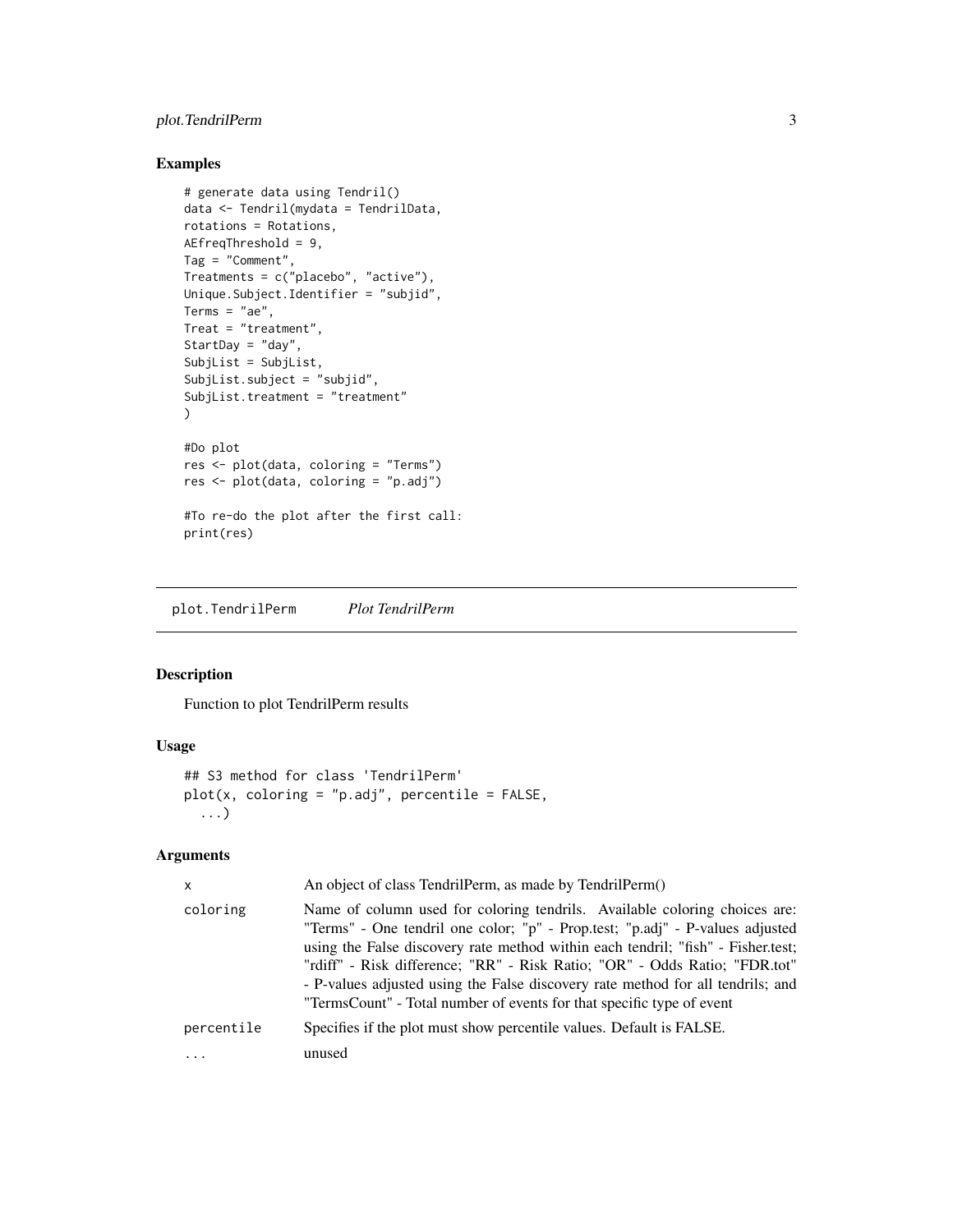## Examples

```
# generate data using Tendril()
data <- Tendril(mydata = TendrilData,
rotations = Rotations,
AEfreqThreshold = 9,
Tag = "Comment",
Treatments = c("placebo", "active"),
Unique.Subject.Identifier = "subjid",
Terms = "ae",
Treat = "treatment",
StartDay = "day",
SubjList = SubjList,
SubjList.subject = "subjid",
SubjList.treatment = "treatment"
)

#Do plot
res <- plot(data, coloring = "Terms")
res <- plot(data, coloring = "p.adj")

#To re-do the plot after the first call:
print(res)
```

---

# plot.TendrilPerm *Plot TendrilPerm*

## Description

Function to plot TendrilPerm results

## Usage

```
## S3 method for class 'TendrilPerm'
plot(x, coloring = "p.adj", percentile = FALSE,
  ...)
```

## Arguments

| | |
|---|---|
| x | An object of class TendrilPerm, as made by TendrilPerm() |
| coloring | Name of column used for coloring tendrils. Available coloring choices are: "Terms" - One tendril one color; "p" - Prop.test; "p.adj" - P-values adjusted using the False discovery rate method within each tendril; "fish" - Fisher.test; "rdiff" - Risk difference; "RR" - Risk Ratio; "OR" - Odds Ratio; "FDR.tot" - P-values adjusted using the False discovery rate method for all tendrils; and "TermsCount" - Total number of events for that specific type of event |
| percentile | Specifies if the plot must show percentile values. Default is FALSE. |
| ... | unused |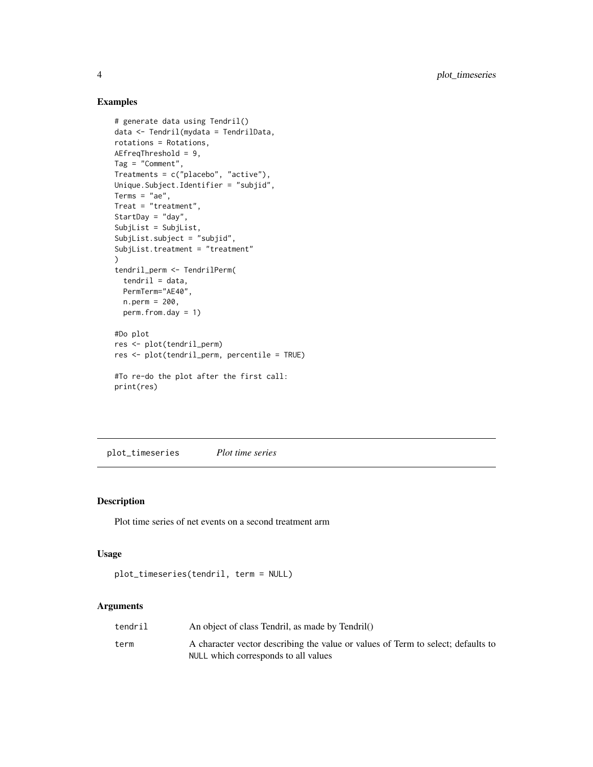## Examples

```
# generate data using Tendril()
data <- Tendril(mydata = TendrilData,
rotations = Rotations,
AEfreqThreshold = 9,
Tag = "Comment",
Treatments = c("placebo", "active"),
Unique.Subject.Identifier = "subjid",
Terms = "ae",
Treat = "treatment",
StartDay = "day",
SubjList = SubjList,
SubjList.subject = "subjid",
SubjList.treatment = "treatment"
)
tendril_perm <- TendrilPerm(
  tendril = data,
  PermTerm="AE40",
  n.perm = 200,
  perm.from.day = 1)

#Do plot
res <- plot(tendril_perm)
res <- plot(tendril_perm, percentile = TRUE)

#To re-do the plot after the first call:
print(res)
```

---

# plot_timeseries *Plot time series*

---

## Description

Plot time series of net events on a second treatment arm

## Usage

```
plot_timeseries(tendril, term = NULL)
```

## Arguments

| | |
|---|---|
| tendril | An object of class Tendril, as made by Tendril() |
| term | A character vector describing the value or values of Term to select; defaults to NULL which corresponds to all values |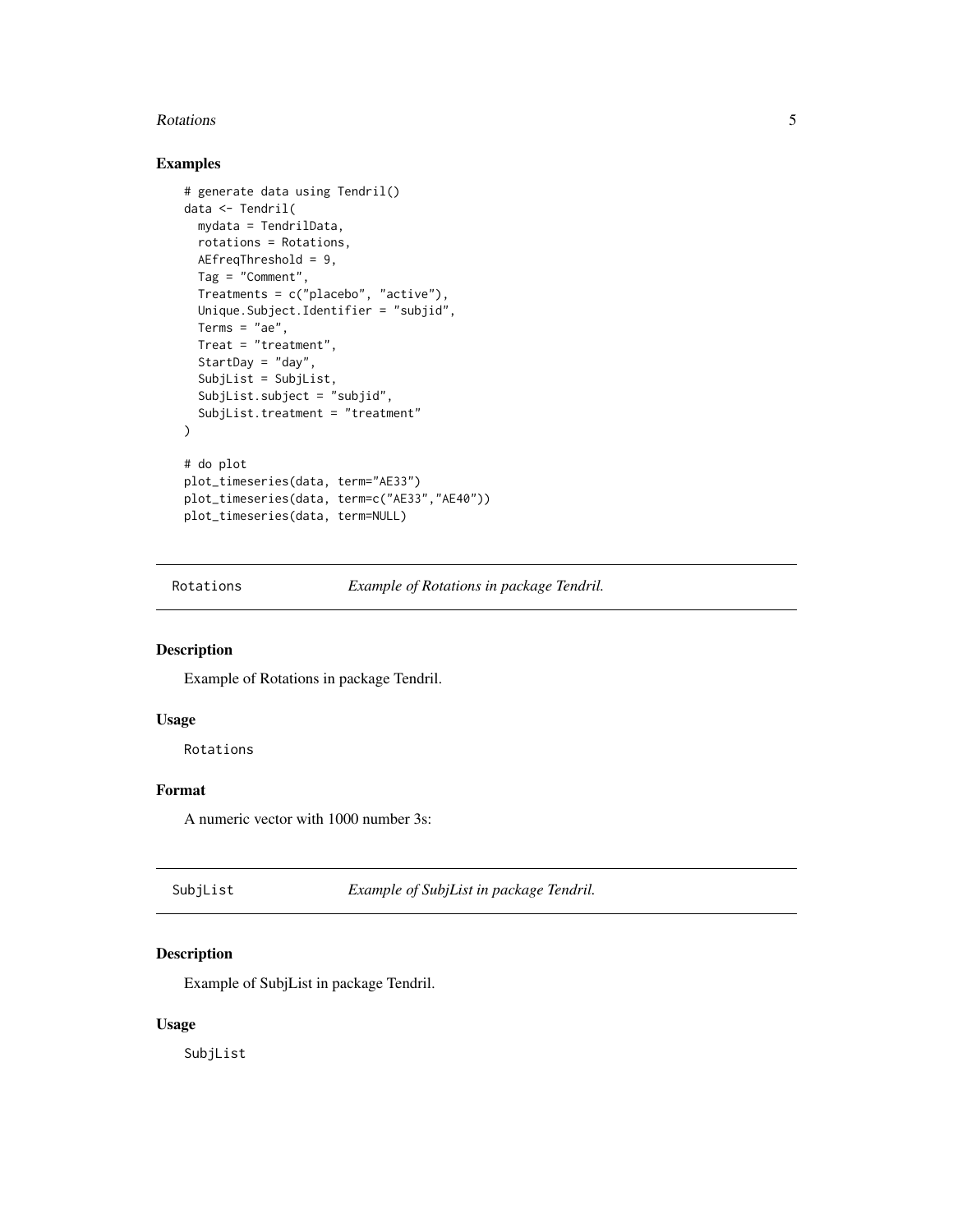## Examples

```
# generate data using Tendril()
data <- Tendril(
  mydata = TendrilData,
  rotations = Rotations,
  AEfreqThreshold = 9,
  Tag = "Comment",
  Treatments = c("placebo", "active"),
  Unique.Subject.Identifier = "subjid",
  Terms = "ae",
  Treat = "treatment",
  StartDay = "day",
  SubjList = SubjList,
  SubjList.subject = "subjid",
  SubjList.treatment = "treatment"
)

# do plot
plot_timeseries(data, term="AE33")
plot_timeseries(data, term=c("AE33","AE40"))
plot_timeseries(data, term=NULL)
```

---

# Rotations — *Example of Rotations in package Tendril.*

## Description

Example of Rotations in package Tendril.

## Usage

```
Rotations
```

## Format

A numeric vector with 1000 number 3s:

---

# SubjList — *Example of SubjList in package Tendril.*

## Description

Example of SubjList in package Tendril.

## Usage

```
SubjList
```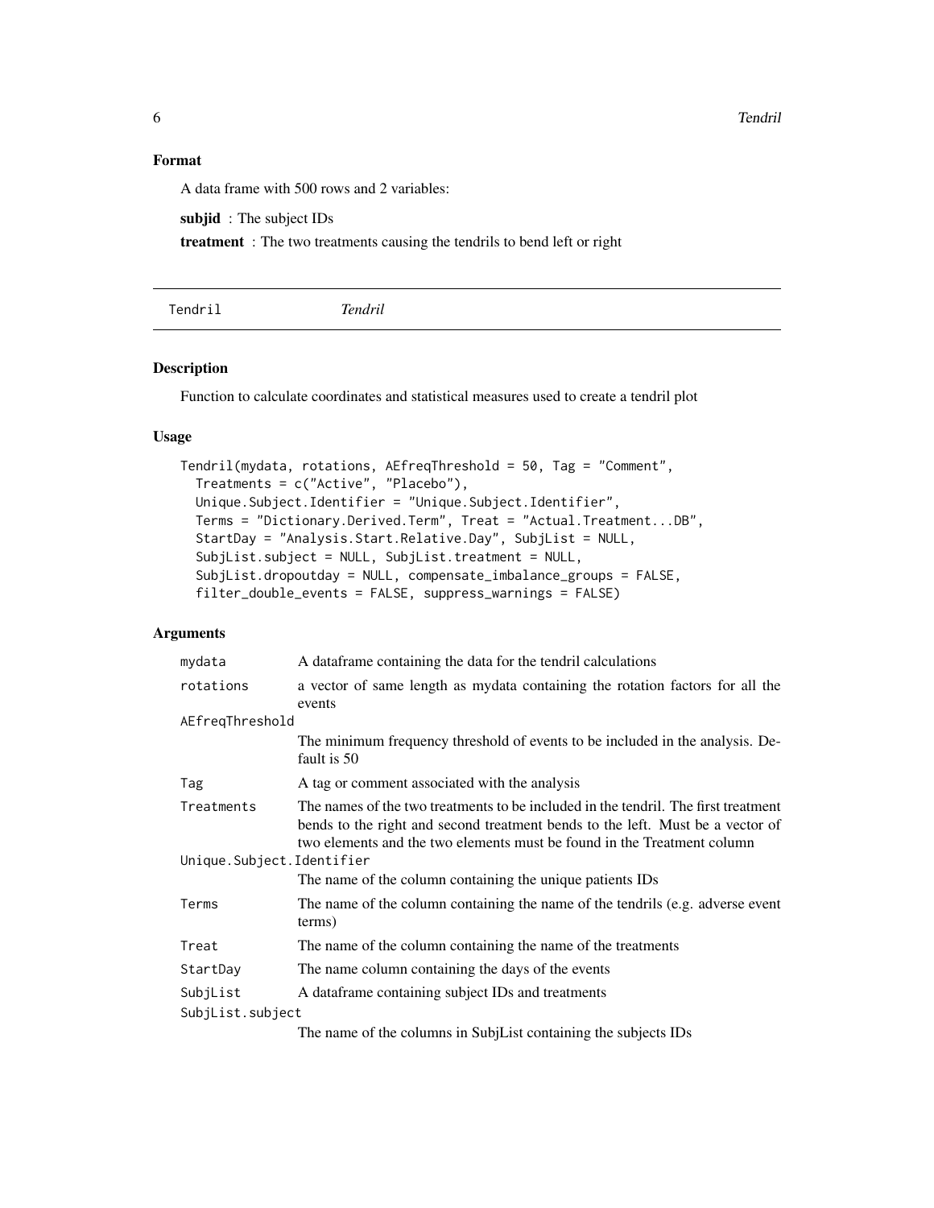### Format

A data frame with 500 rows and 2 variables:

**subjid** : The subject IDs

**treatment** : The two treatments causing the tendrils to bend left or right

---

## Tendril *Tendril*

---

### Description

Function to calculate coordinates and statistical measures used to create a tendril plot

### Usage

```
Tendril(mydata, rotations, AEfreqThreshold = 50, Tag = "Comment",
  Treatments = c("Active", "Placebo"),
  Unique.Subject.Identifier = "Unique.Subject.Identifier",
  Terms = "Dictionary.Derived.Term", Treat = "Actual.Treatment...DB",
  StartDay = "Analysis.Start.Relative.Day", SubjList = NULL,
  SubjList.subject = NULL, SubjList.treatment = NULL,
  SubjList.dropoutday = NULL, compensate_imbalance_groups = FALSE,
  filter_double_events = FALSE, suppress_warnings = FALSE)
```

### Arguments

| | |
|---|---|
| `mydata` | A dataframe containing the data for the tendril calculations |
| `rotations` | a vector of same length as mydata containing the rotation factors for all the events |
| `AEfreqThreshold` | The minimum frequency threshold of events to be included in the analysis. Default is 50 |
| `Tag` | A tag or comment associated with the analysis |
| `Treatments` | The names of the two treatments to be included in the tendril. The first treatment bends to the right and second treatment bends to the left. Must be a vector of two elements and the two elements must be found in the Treatment column |
| `Unique.Subject.Identifier` | The name of the column containing the unique patients IDs |
| `Terms` | The name of the column containing the name of the tendrils (e.g. adverse event terms) |
| `Treat` | The name of the column containing the name of the treatments |
| `StartDay` | The name column containing the days of the events |
| `SubjList` | A dataframe containing subject IDs and treatments |
| `SubjList.subject` | The name of the columns in SubjList containing the subjects IDs |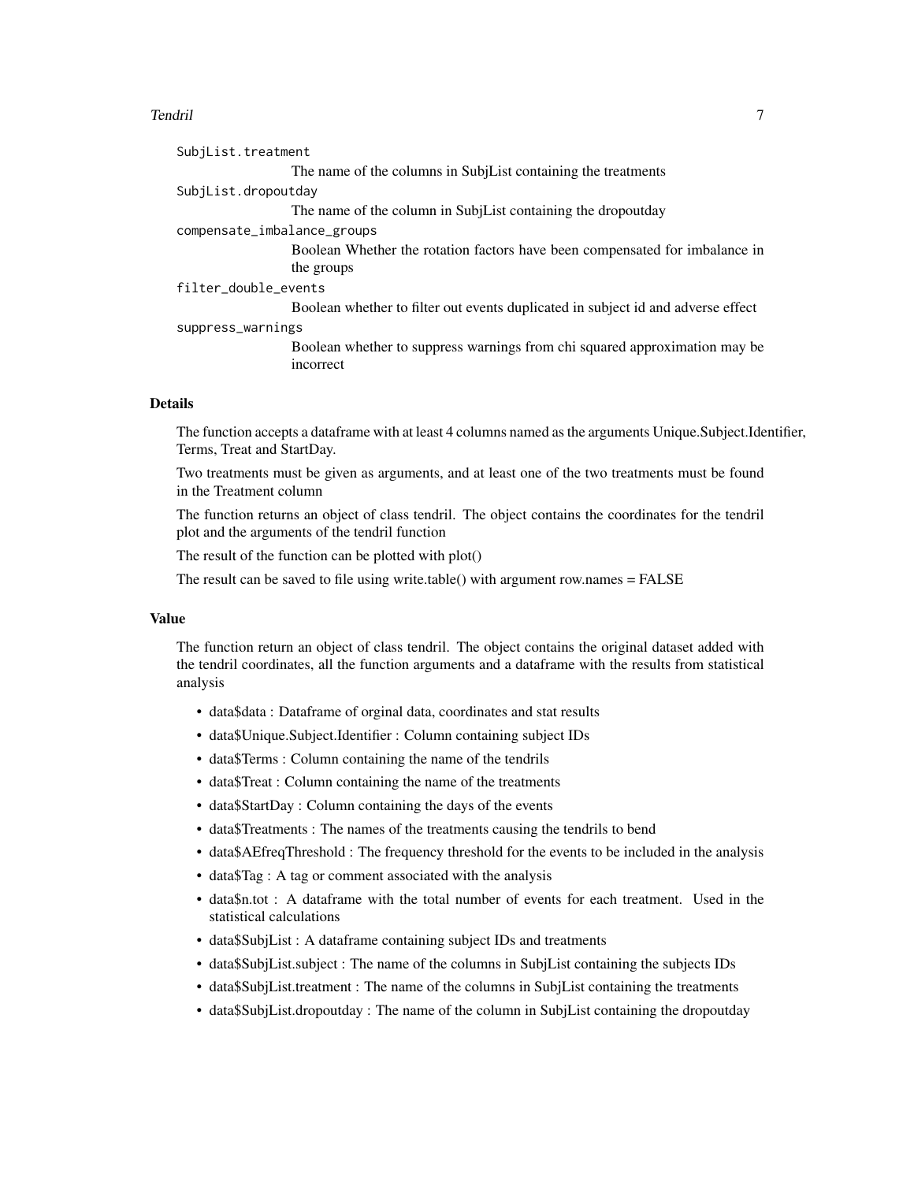`SubjList.treatment`
: The name of the columns in SubjList containing the treatments

`SubjList.dropoutday`
: The name of the column in SubjList containing the dropoutday

`compensate_imbalance_groups`
: Boolean Whether the rotation factors have been compensated for imbalance in the groups

`filter_double_events`
: Boolean whether to filter out events duplicated in subject id and adverse effect

`suppress_warnings`
: Boolean whether to suppress warnings from chi squared approximation may be incorrect

### Details

The function accepts a dataframe with at least 4 columns named as the arguments Unique.Subject.Identifier, Terms, Treat and StartDay.

Two treatments must be given as arguments, and at least one of the two treatments must be found in the Treatment column

The function returns an object of class tendril. The object contains the coordinates for the tendril plot and the arguments of the tendril function

The result of the function can be plotted with plot()

The result can be saved to file using write.table() with argument row.names = FALSE

### Value

The function return an object of class tendril. The object contains the original dataset added with the tendril coordinates, all the function arguments and a dataframe with the results from statistical analysis

- data$data : Dataframe of orginal data, coordinates and stat results
- data$Unique.Subject.Identifier : Column containing subject IDs
- data$Terms : Column containing the name of the tendrils
- data$Treat : Column containing the name of the treatments
- data$StartDay : Column containing the days of the events
- data$Treatments : The names of the treatments causing the tendrils to bend
- data$AEfreqThreshold : The frequency threshold for the events to be included in the analysis
- data$Tag : A tag or comment associated with the analysis
- data$n.tot : A dataframe with the total number of events for each treatment. Used in the statistical calculations
- data$SubjList : A dataframe containing subject IDs and treatments
- data$SubjList.subject : The name of the columns in SubjList containing the subjects IDs
- data$SubjList.treatment : The name of the columns in SubjList containing the treatments
- data$SubjList.dropoutday : The name of the column in SubjList containing the dropoutday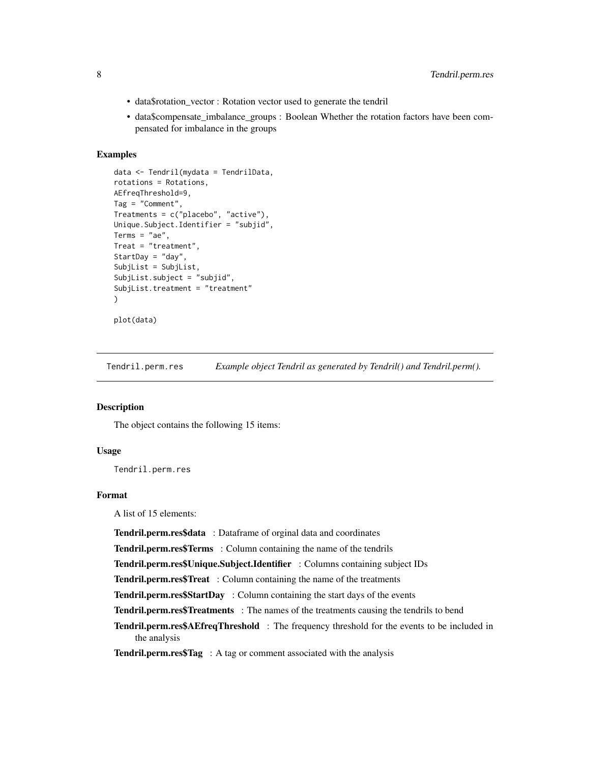- data$rotation_vector : Rotation vector used to generate the tendril
- data$compensate_imbalance_groups : Boolean Whether the rotation factors have been compensated for imbalance in the groups

### Examples

```
data <- Tendril(mydata = TendrilData,
rotations = Rotations,
AEfreqThreshold=9,
Tag = "Comment",
Treatments = c("placebo", "active"),
Unique.Subject.Identifier = "subjid",
Terms = "ae",
Treat = "treatment",
StartDay = "day",
SubjList = SubjList,
SubjList.subject = "subjid",
SubjList.treatment = "treatment"
)

plot(data)
```

---

## Tendril.perm.res *Example object Tendril as generated by Tendril() and Tendril.perm().*

---

### Description

The object contains the following 15 items:

### Usage

```
Tendril.perm.res
```

### Format

A list of 15 elements:

**Tendril.perm.res$data** : Dataframe of orginal data and coordinates

**Tendril.perm.res$Terms** : Column containing the name of the tendrils

**Tendril.perm.res$Unique.Subject.Identifier** : Columns containing subject IDs

**Tendril.perm.res$Treat** : Column containing the name of the treatments

**Tendril.perm.res$StartDay** : Column containing the start days of the events

**Tendril.perm.res$Treatments** : The names of the treatments causing the tendrils to bend

**Tendril.perm.res$AEfreqThreshold** : The frequency threshold for the events to be included in the analysis

**Tendril.perm.res$Tag** : A tag or comment associated with the analysis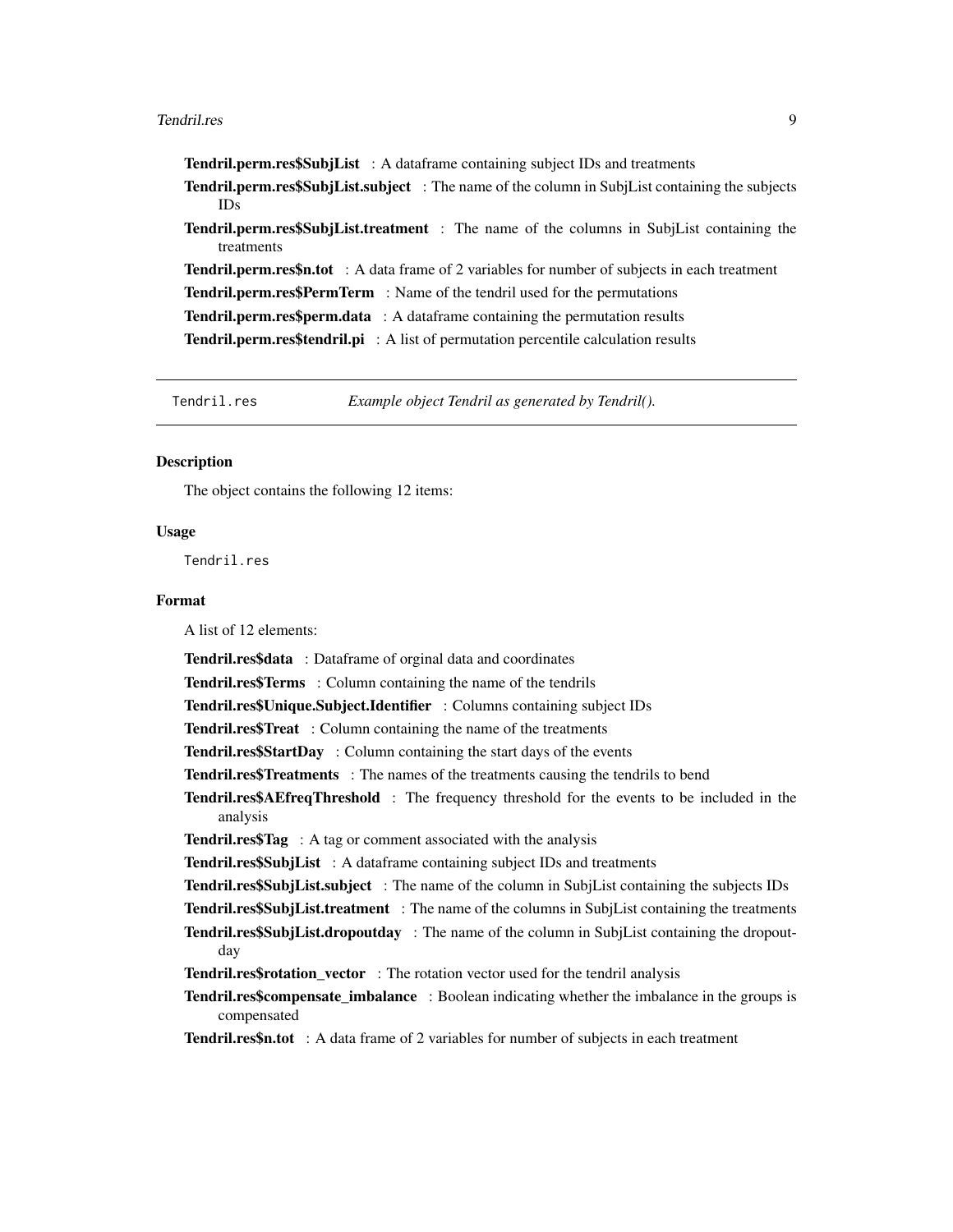**Tendril.perm.res$SubjList** : A dataframe containing subject IDs and treatments

**Tendril.perm.res$SubjList.subject** : The name of the column in SubjList containing the subjects IDs

**Tendril.perm.res$SubjList.treatment** : The name of the columns in SubjList containing the treatments

**Tendril.perm.res$n.tot** : A data frame of 2 variables for number of subjects in each treatment

**Tendril.perm.res$PermTerm** : Name of the tendril used for the permutations

**Tendril.perm.res$perm.data** : A dataframe containing the permutation results

**Tendril.perm.res$tendril.pi** : A list of permutation percentile calculation results

---

`Tendril.res` *Example object Tendril as generated by Tendril().*

---

### Description

The object contains the following 12 items:

### Usage

```
Tendril.res
```

### Format

A list of 12 elements:

**Tendril.res$data** : Dataframe of orginal data and coordinates

**Tendril.res$Terms** : Column containing the name of the tendrils

**Tendril.res$Unique.Subject.Identifier** : Columns containing subject IDs

**Tendril.res$Treat** : Column containing the name of the treatments

**Tendril.res$StartDay** : Column containing the start days of the events

**Tendril.res$Treatments** : The names of the treatments causing the tendrils to bend

**Tendril.res$AEfreqThreshold** : The frequency threshold for the events to be included in the analysis

**Tendril.res$Tag** : A tag or comment associated with the analysis

**Tendril.res$SubjList** : A dataframe containing subject IDs and treatments

**Tendril.res$SubjList.subject** : The name of the column in SubjList containing the subjects IDs

**Tendril.res$SubjList.treatment** : The name of the columns in SubjList containing the treatments

**Tendril.res$SubjList.dropoutday** : The name of the column in SubjList containing the dropoutday

**Tendril.res$rotation_vector** : The rotation vector used for the tendril analysis

**Tendril.res$compensate_imbalance** : Boolean indicating whether the imbalance in the groups is compensated

**Tendril.res$n.tot** : A data frame of 2 variables for number of subjects in each treatment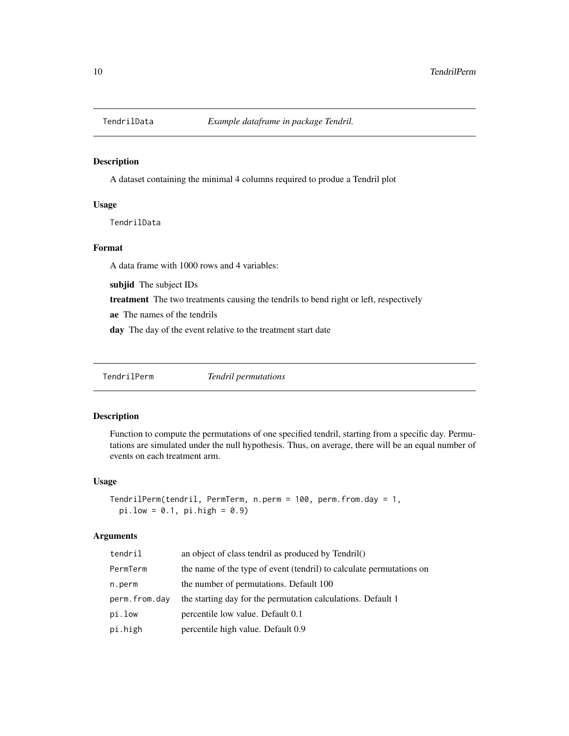## TendrilData *Example dataframe in package Tendril.*

### Description

A dataset containing the minimal 4 columns required to produe a Tendril plot

### Usage

```
TendrilData
```

### Format

A data frame with 1000 rows and 4 variables:

**subjid** The subject IDs

**treatment** The two treatments causing the tendrils to bend right or left, respectively

**ae** The names of the tendrils

**day** The day of the event relative to the treatment start date

## TendrilPerm *Tendril permutations*

### Description

Function to compute the permutations of one specified tendril, starting from a specific day. Permutations are simulated under the null hypothesis. Thus, on average, there will be an equal number of events on each treatment arm.

### Usage

```
TendrilPerm(tendril, PermTerm, n.perm = 100, perm.from.day = 1,
  pi.low = 0.1, pi.high = 0.9)
```

### Arguments

| | |
|---|---|
| tendril | an object of class tendril as produced by Tendril() |
| PermTerm | the name of the type of event (tendril) to calculate permutations on |
| n.perm | the number of permutations. Default 100 |
| perm.from.day | the starting day for the permutation calculations. Default 1 |
| pi.low | percentile low value. Default 0.1 |
| pi.high | percentile high value. Default 0.9 |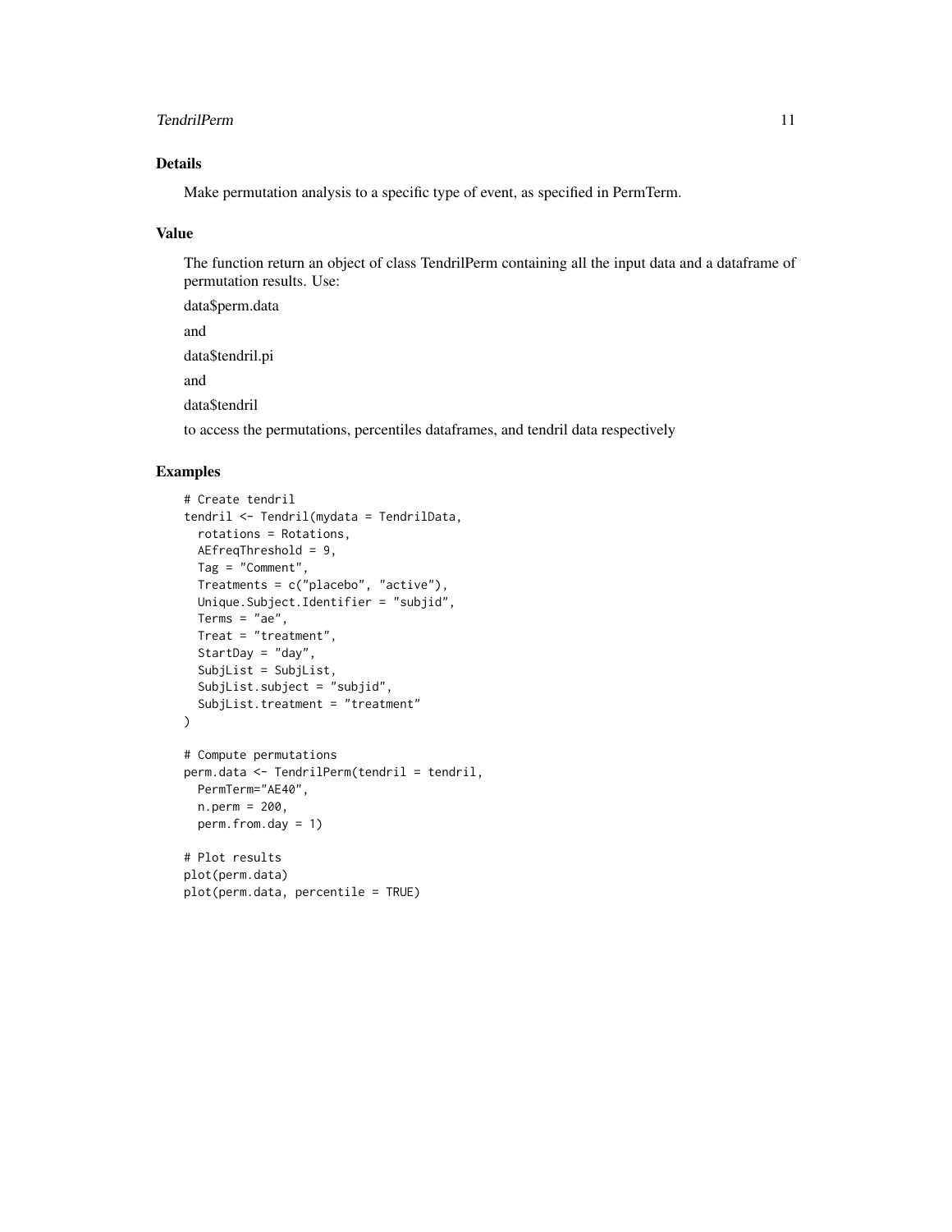## Details

Make permutation analysis to a specific type of event, as specified in PermTerm.

## Value

The function return an object of class TendrilPerm containing all the input data and a dataframe of permutation results. Use:

data$perm.data

and

data$tendril.pi

and

data$tendril

to access the permutations, percentiles dataframes, and tendril data respectively

## Examples

```
# Create tendril
tendril <- Tendril(mydata = TendrilData,
  rotations = Rotations,
  AEfreqThreshold = 9,
  Tag = "Comment",
  Treatments = c("placebo", "active"),
  Unique.Subject.Identifier = "subjid",
  Terms = "ae",
  Treat = "treatment",
  StartDay = "day",
  SubjList = SubjList,
  SubjList.subject = "subjid",
  SubjList.treatment = "treatment"
)

# Compute permutations
perm.data <- TendrilPerm(tendril = tendril,
  PermTerm="AE40",
  n.perm = 200,
  perm.from.day = 1)

# Plot results
plot(perm.data)
plot(perm.data, percentile = TRUE)
```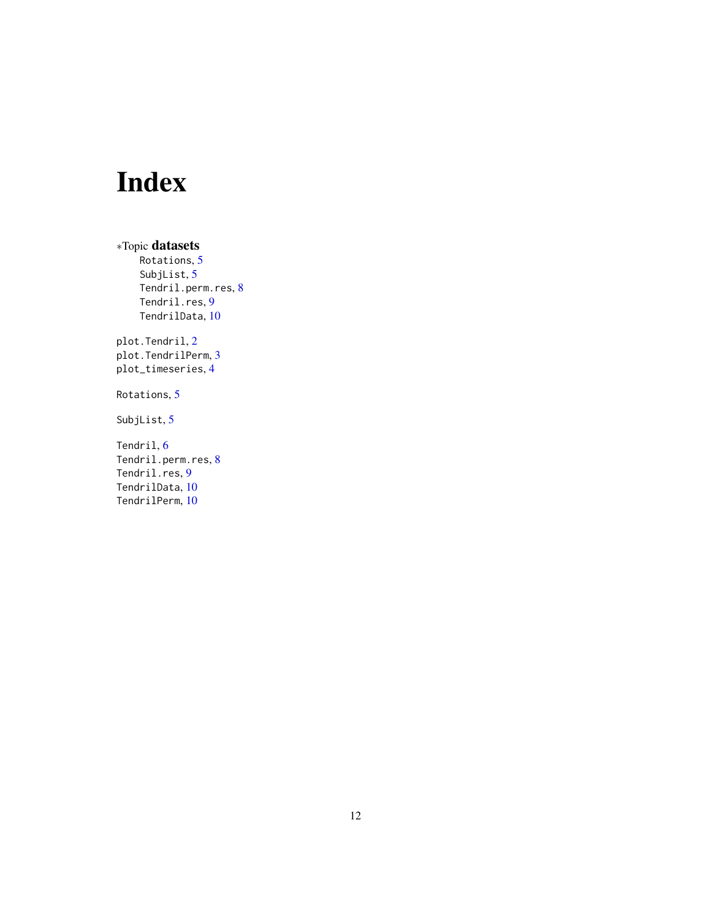# Index

*Topic **datasets**
- Rotations, 5
- SubjList, 5
- Tendril.perm.res, 8
- Tendril.res, 9
- TendrilData, 10

plot.Tendril, 2
plot.TendrilPerm, 3
plot_timeseries, 4

Rotations, 5

SubjList, 5

Tendril, 6
Tendril.perm.res, 8
Tendril.res, 9
TendrilData, 10
TendrilPerm, 10